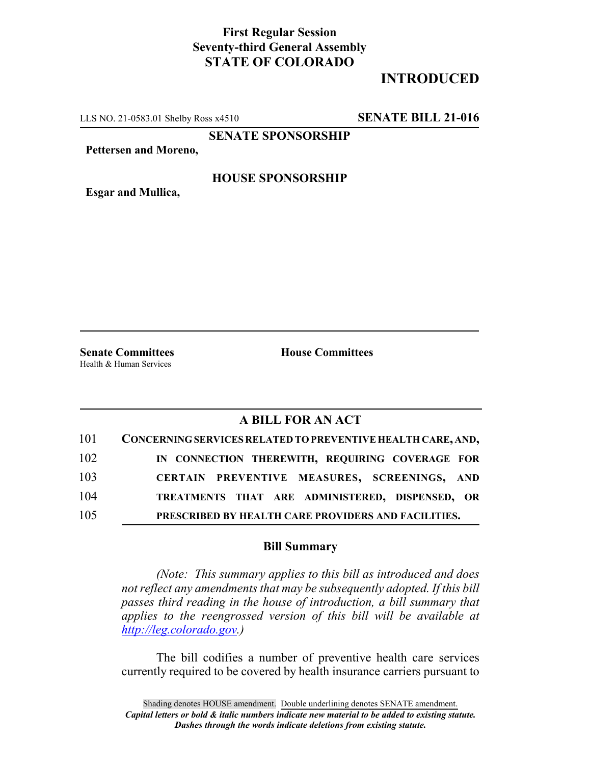**First Regular Session**
**Seventy-third General Assembly**
**STATE OF COLORADO**

**INTRODUCED**

LLS NO. 21-0583.01 Shelby Ross x4510 **SENATE BILL 21-016**

**SENATE SPONSORSHIP**

**Pettersen and Moreno,**

**HOUSE SPONSORSHIP**

**Esgar and Mullica,**

**Senate Committees**
Health & Human Services

**House Committees**

## A BILL FOR AN ACT

101 **CONCERNING SERVICES RELATED TO PREVENTIVE HEALTH CARE, AND,**
102 **IN CONNECTION THEREWITH, REQUIRING COVERAGE FOR**
103 **CERTAIN PREVENTIVE MEASURES, SCREENINGS, AND**
104 **TREATMENTS THAT ARE ADMINISTERED, DISPENSED, OR**
105 **PRESCRIBED BY HEALTH CARE PROVIDERS AND FACILITIES.**

### Bill Summary

*(Note: This summary applies to this bill as introduced and does not reflect any amendments that may be subsequently adopted. If this bill passes third reading in the house of introduction, a bill summary that applies to the reengrossed version of this bill will be available at http://leg.colorado.gov.)*

The bill codifies a number of preventive health care services currently required to be covered by health insurance carriers pursuant to

Shading denotes HOUSE amendment. Double underlining denotes SENATE amendment.
*Capital letters or bold & italic numbers indicate new material to be added to existing statute.*
*Dashes through the words indicate deletions from existing statute.*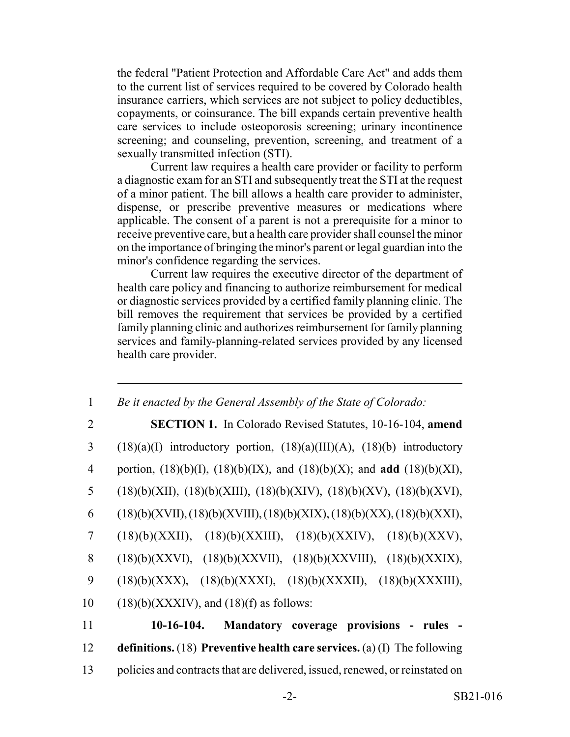the federal "Patient Protection and Affordable Care Act" and adds them to the current list of services required to be covered by Colorado health insurance carriers, which services are not subject to policy deductibles, copayments, or coinsurance. The bill expands certain preventive health care services to include osteoporosis screening; urinary incontinence screening; and counseling, prevention, screening, and treatment of a sexually transmitted infection (STI).

Current law requires a health care provider or facility to perform a diagnostic exam for an STI and subsequently treat the STI at the request of a minor patient. The bill allows a health care provider to administer, dispense, or prescribe preventive measures or medications where applicable. The consent of a parent is not a prerequisite for a minor to receive preventive care, but a health care provider shall counsel the minor on the importance of bringing the minor's parent or legal guardian into the minor's confidence regarding the services.

Current law requires the executive director of the department of health care policy and financing to authorize reimbursement for medical or diagnostic services provided by a certified family planning clinic. The bill removes the requirement that services be provided by a certified family planning clinic and authorizes reimbursement for family planning services and family-planning-related services provided by any licensed health care provider.

---

1 *Be it enacted by the General Assembly of the State of Colorado:*

2 **SECTION 1.** In Colorado Revised Statutes, 10-16-104, **amend**
3 (18)(a)(I) introductory portion, (18)(a)(III)(A), (18)(b) introductory
4 portion, (18)(b)(I), (18)(b)(IX), and (18)(b)(X); and **add** (18)(b)(XI),
5 (18)(b)(XII), (18)(b)(XIII), (18)(b)(XIV), (18)(b)(XV), (18)(b)(XVI),
6 (18)(b)(XVII), (18)(b)(XVIII), (18)(b)(XIX), (18)(b)(XX), (18)(b)(XXI),
7 (18)(b)(XXII), (18)(b)(XXIII), (18)(b)(XXIV), (18)(b)(XXV),
8 (18)(b)(XXVI), (18)(b)(XXVII), (18)(b)(XXVIII), (18)(b)(XXIX),
9 (18)(b)(XXX), (18)(b)(XXXI), (18)(b)(XXXII), (18)(b)(XXXIII),
10 (18)(b)(XXXIV), and (18)(f) as follows:

11 **10-16-104. Mandatory coverage provisions - rules -**
12 **definitions.** (18) **Preventive health care services.** (a) (I) The following
13 policies and contracts that are delivered, issued, renewed, or reinstated on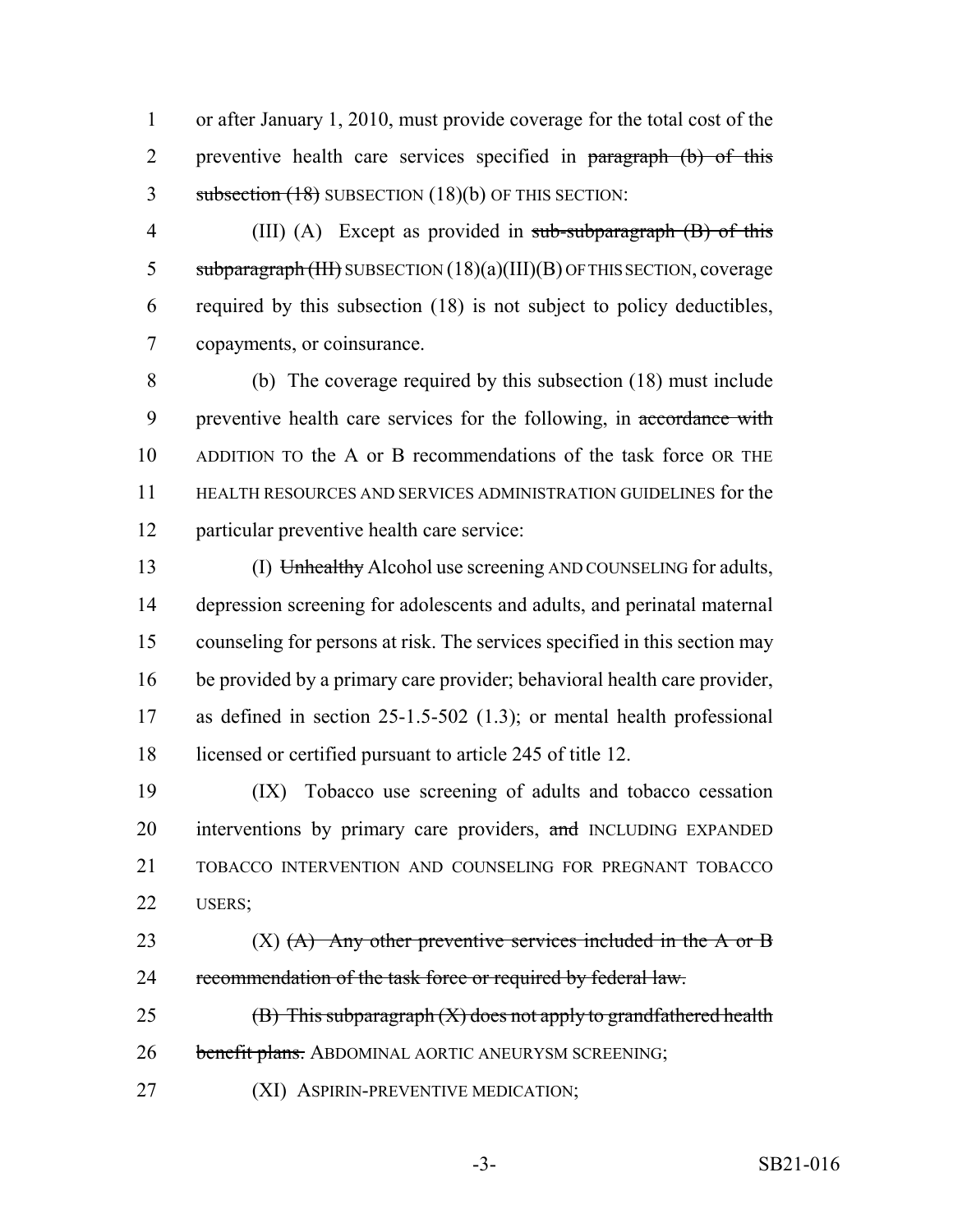or after January 1, 2010, must provide coverage for the total cost of the preventive health care services specified in ~~paragraph (b) of this subsection (18)~~ SUBSECTION (18)(b) OF THIS SECTION:

(III) (A) Except as provided in ~~sub-subparagraph (B) of this subparagraph (III)~~ SUBSECTION (18)(a)(III)(B) OF THIS SECTION, coverage required by this subsection (18) is not subject to policy deductibles, copayments, or coinsurance.

(b) The coverage required by this subsection (18) must include preventive health care services for the following, in ~~accordance with~~ ADDITION TO the A or B recommendations of the task force OR THE HEALTH RESOURCES AND SERVICES ADMINISTRATION GUIDELINES for the particular preventive health care service:

(I) ~~Unhealthy~~ Alcohol use screening AND COUNSELING for adults, depression screening for adolescents and adults, and perinatal maternal counseling for persons at risk. The services specified in this section may be provided by a primary care provider; behavioral health care provider, as defined in section 25-1.5-502 (1.3); or mental health professional licensed or certified pursuant to article 245 of title 12.

(IX) Tobacco use screening of adults and tobacco cessation interventions by primary care providers, ~~and~~ INCLUDING EXPANDED TOBACCO INTERVENTION AND COUNSELING FOR PREGNANT TOBACCO USERS;

(X) ~~(A) Any other preventive services included in the A or B recommendation of the task force or required by federal law.~~

~~(B) This subparagraph (X) does not apply to grandfathered health benefit plans.~~ ABDOMINAL AORTIC ANEURYSM SCREENING;

(XI) ASPIRIN-PREVENTIVE MEDICATION;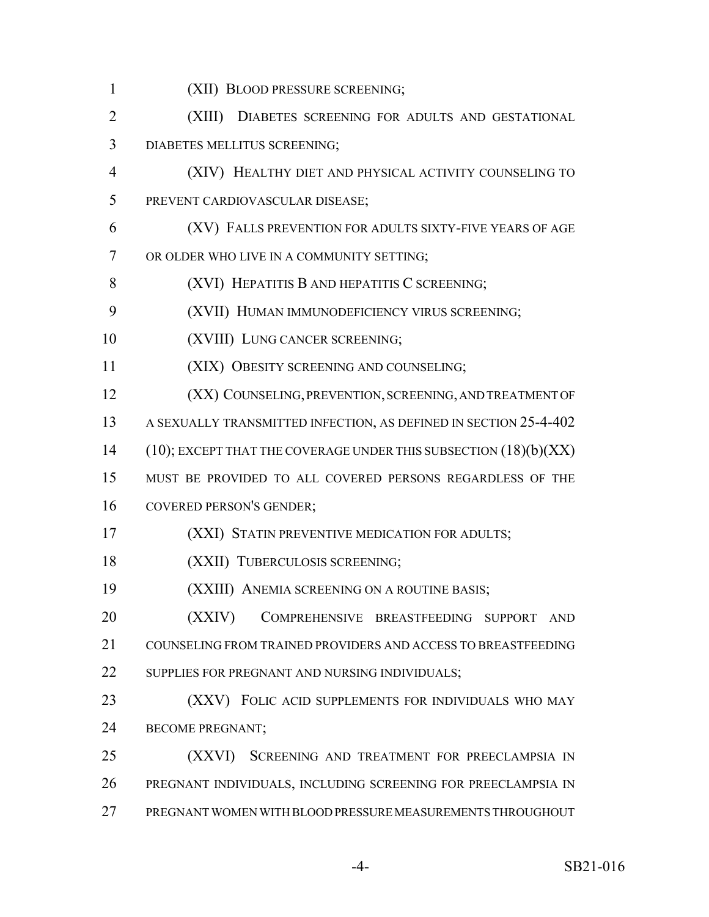(XII) BLOOD PRESSURE SCREENING;

(XIII) DIABETES SCREENING FOR ADULTS AND GESTATIONAL DIABETES MELLITUS SCREENING;

(XIV) HEALTHY DIET AND PHYSICAL ACTIVITY COUNSELING TO PREVENT CARDIOVASCULAR DISEASE;

(XV) FALLS PREVENTION FOR ADULTS SIXTY-FIVE YEARS OF AGE OR OLDER WHO LIVE IN A COMMUNITY SETTING;

(XVI) HEPATITIS B AND HEPATITIS C SCREENING;

(XVII) HUMAN IMMUNODEFICIENCY VIRUS SCREENING;

(XVIII) LUNG CANCER SCREENING;

(XIX) OBESITY SCREENING AND COUNSELING;

(XX) COUNSELING, PREVENTION, SCREENING, AND TREATMENT OF A SEXUALLY TRANSMITTED INFECTION, AS DEFINED IN SECTION 25-4-402 (10); EXCEPT THAT THE COVERAGE UNDER THIS SUBSECTION (18)(b)(XX) MUST BE PROVIDED TO ALL COVERED PERSONS REGARDLESS OF THE COVERED PERSON'S GENDER;

(XXI) STATIN PREVENTIVE MEDICATION FOR ADULTS;

(XXII) TUBERCULOSIS SCREENING;

(XXIII) ANEMIA SCREENING ON A ROUTINE BASIS;

(XXIV) COMPREHENSIVE BREASTFEEDING SUPPORT AND COUNSELING FROM TRAINED PROVIDERS AND ACCESS TO BREASTFEEDING SUPPLIES FOR PREGNANT AND NURSING INDIVIDUALS;

(XXV) FOLIC ACID SUPPLEMENTS FOR INDIVIDUALS WHO MAY BECOME PREGNANT;

(XXVI) SCREENING AND TREATMENT FOR PREECLAMPSIA IN PREGNANT INDIVIDUALS, INCLUDING SCREENING FOR PREECLAMPSIA IN PREGNANT WOMEN WITH BLOOD PRESSURE MEASUREMENTS THROUGHOUT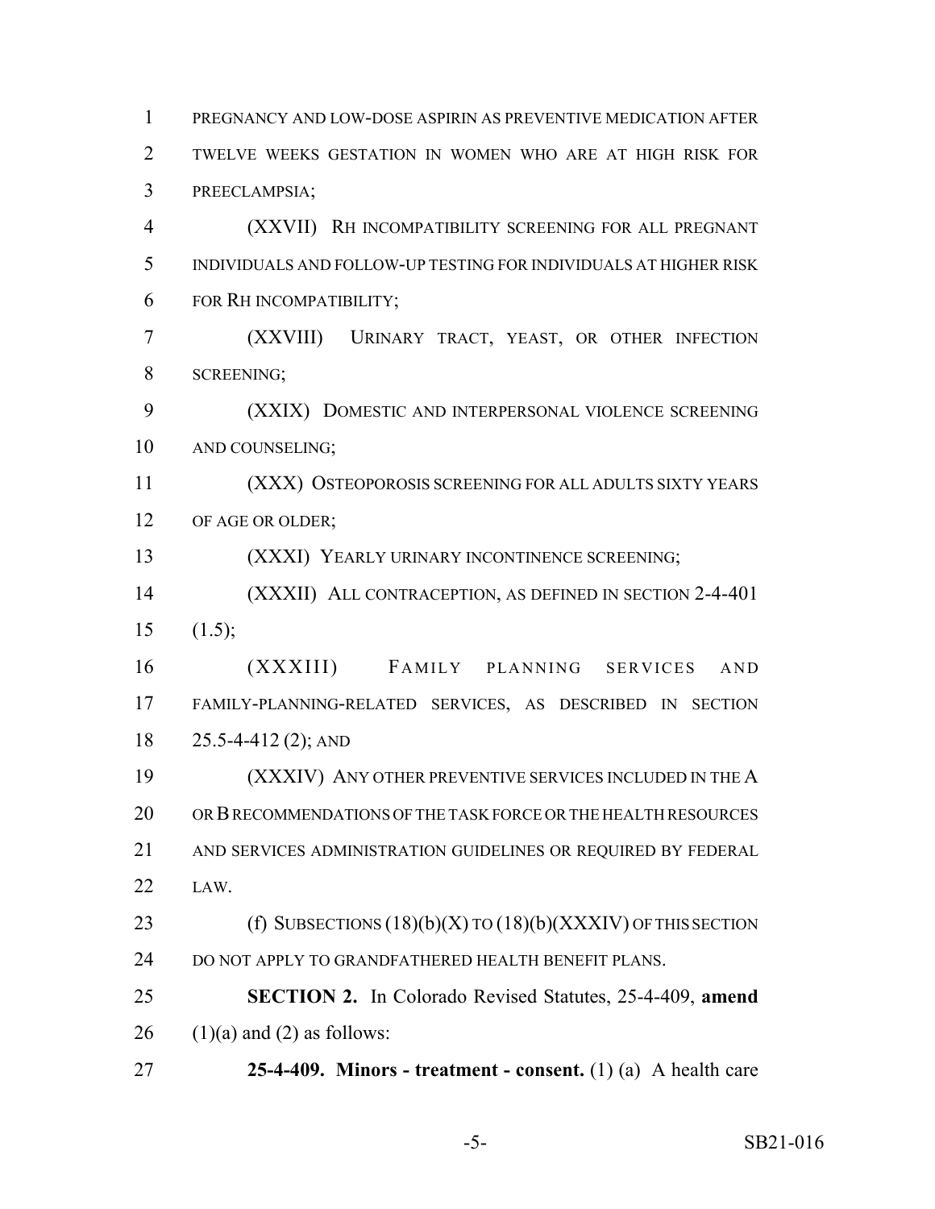PREGNANCY AND LOW-DOSE ASPIRIN AS PREVENTIVE MEDICATION AFTER TWELVE WEEKS GESTATION IN WOMEN WHO ARE AT HIGH RISK FOR PREECLAMPSIA;

(XXVII) RH INCOMPATIBILITY SCREENING FOR ALL PREGNANT INDIVIDUALS AND FOLLOW-UP TESTING FOR INDIVIDUALS AT HIGHER RISK FOR RH INCOMPATIBILITY;

(XXVIII) URINARY TRACT, YEAST, OR OTHER INFECTION SCREENING;

(XXIX) DOMESTIC AND INTERPERSONAL VIOLENCE SCREENING AND COUNSELING;

(XXX) OSTEOPOROSIS SCREENING FOR ALL ADULTS SIXTY YEARS OF AGE OR OLDER;

(XXXI) YEARLY URINARY INCONTINENCE SCREENING;

(XXXII) ALL CONTRACEPTION, AS DEFINED IN SECTION 2-4-401 (1.5);

(XXXIII) FAMILY PLANNING SERVICES AND FAMILY-PLANNING-RELATED SERVICES, AS DESCRIBED IN SECTION 25.5-4-412 (2); AND

(XXXIV) ANY OTHER PREVENTIVE SERVICES INCLUDED IN THE A OR B RECOMMENDATIONS OF THE TASK FORCE OR THE HEALTH RESOURCES AND SERVICES ADMINISTRATION GUIDELINES OR REQUIRED BY FEDERAL LAW.

(f) SUBSECTIONS (18)(b)(X) TO (18)(b)(XXXIV) OF THIS SECTION DO NOT APPLY TO GRANDFATHERED HEALTH BENEFIT PLANS.

**SECTION 2.** In Colorado Revised Statutes, 25-4-409, **amend** (1)(a) and (2) as follows:

**25-4-409. Minors - treatment - consent.** (1) (a) A health care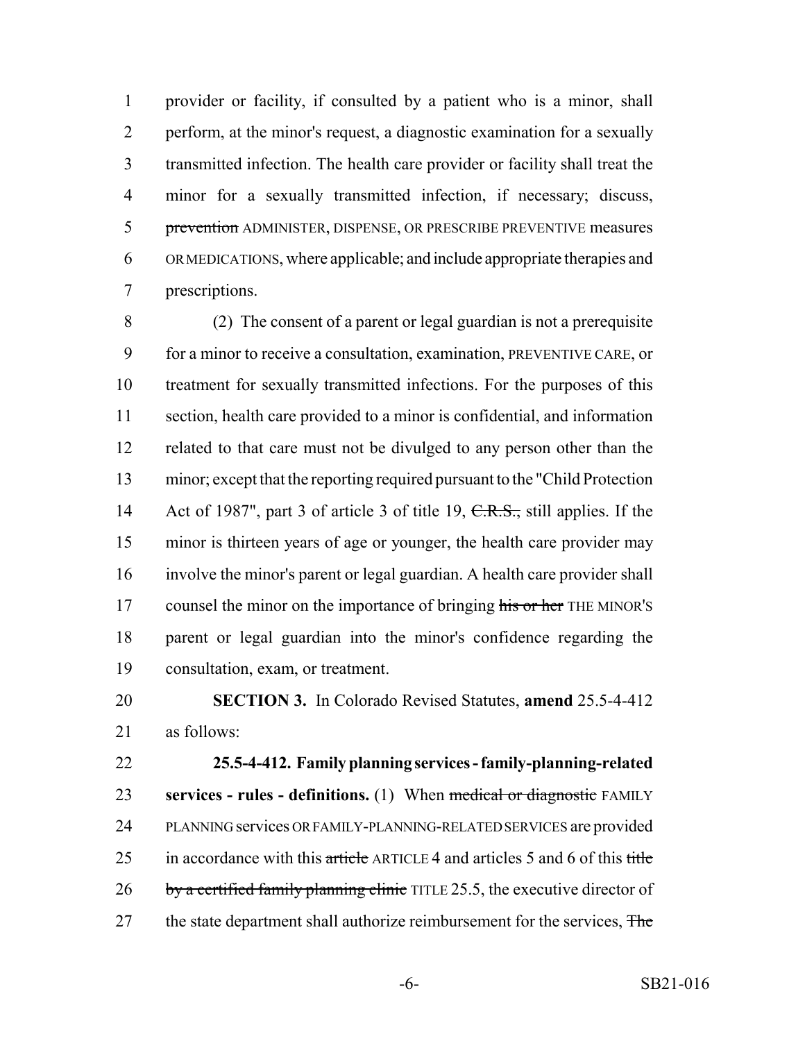provider or facility, if consulted by a patient who is a minor, shall perform, at the minor's request, a diagnostic examination for a sexually transmitted infection. The health care provider or facility shall treat the minor for a sexually transmitted infection, if necessary; discuss, ~~prevention~~ ADMINISTER, DISPENSE, OR PRESCRIBE PREVENTIVE measures OR MEDICATIONS, where applicable; and include appropriate therapies and prescriptions.

(2) The consent of a parent or legal guardian is not a prerequisite for a minor to receive a consultation, examination, PREVENTIVE CARE, or treatment for sexually transmitted infections. For the purposes of this section, health care provided to a minor is confidential, and information related to that care must not be divulged to any person other than the minor; except that the reporting required pursuant to the "Child Protection Act of 1987", part 3 of article 3 of title 19, ~~C.R.S.,~~ still applies. If the minor is thirteen years of age or younger, the health care provider may involve the minor's parent or legal guardian. A health care provider shall counsel the minor on the importance of bringing ~~his or her~~ THE MINOR'S parent or legal guardian into the minor's confidence regarding the consultation, exam, or treatment.

**SECTION 3.** In Colorado Revised Statutes, **amend** 25.5-4-412 as follows:

**25.5-4-412. Family planning services - family-planning-related services - rules - definitions.** (1) When ~~medical or diagnostic~~ FAMILY PLANNING services OR FAMILY-PLANNING-RELATED SERVICES are provided in accordance with this ~~article~~ ARTICLE 4 and articles 5 and 6 of this ~~title by a certified family planning clinic~~ TITLE 25.5, the executive director of the state department shall authorize reimbursement for the services, ~~The~~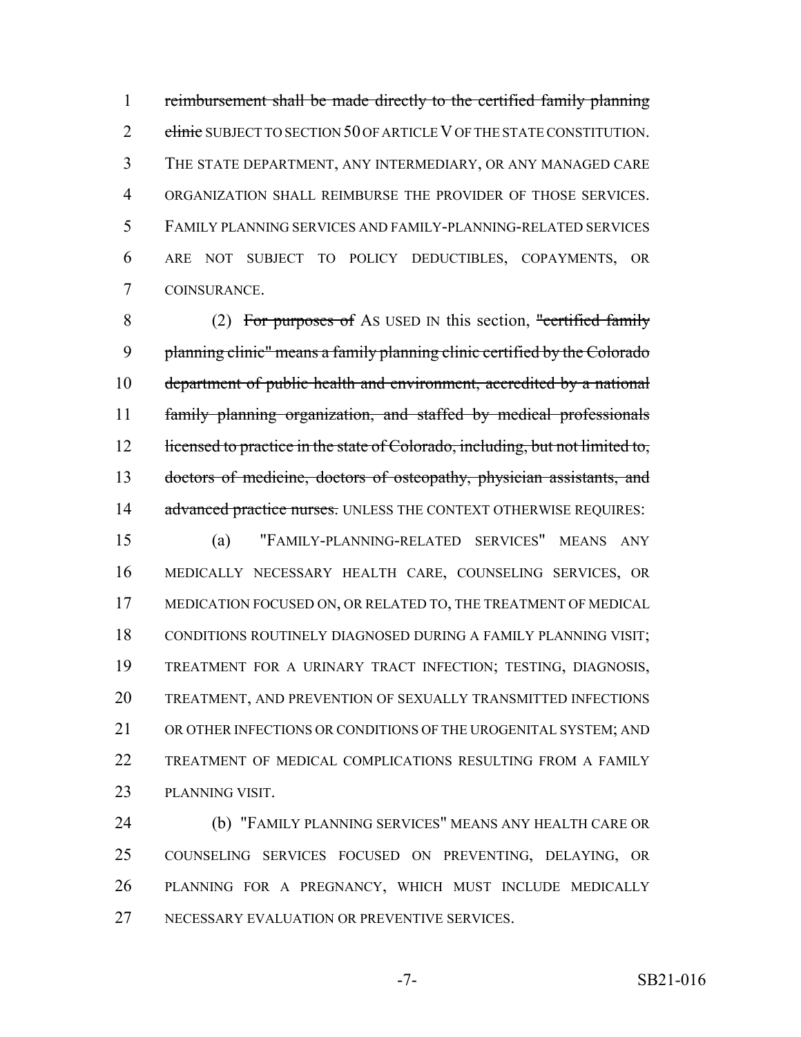~~reimbursement shall be made directly to the certified family planning clinic~~ SUBJECT TO SECTION 50 OF ARTICLE V OF THE STATE CONSTITUTION. THE STATE DEPARTMENT, ANY INTERMEDIARY, OR ANY MANAGED CARE ORGANIZATION SHALL REIMBURSE THE PROVIDER OF THOSE SERVICES. FAMILY PLANNING SERVICES AND FAMILY-PLANNING-RELATED SERVICES ARE NOT SUBJECT TO POLICY DEDUCTIBLES, COPAYMENTS, OR COINSURANCE.

(2) ~~For purposes of~~ AS USED IN this section, ~~"certified family planning clinic" means a family planning clinic certified by the Colorado department of public health and environment, accredited by a national family planning organization, and staffed by medical professionals licensed to practice in the state of Colorado, including, but not limited to, doctors of medicine, doctors of osteopathy, physician assistants, and advanced practice nurses.~~ UNLESS THE CONTEXT OTHERWISE REQUIRES:

(a) "FAMILY-PLANNING-RELATED SERVICES" MEANS ANY MEDICALLY NECESSARY HEALTH CARE, COUNSELING SERVICES, OR MEDICATION FOCUSED ON, OR RELATED TO, THE TREATMENT OF MEDICAL CONDITIONS ROUTINELY DIAGNOSED DURING A FAMILY PLANNING VISIT; TREATMENT FOR A URINARY TRACT INFECTION; TESTING, DIAGNOSIS, TREATMENT, AND PREVENTION OF SEXUALLY TRANSMITTED INFECTIONS OR OTHER INFECTIONS OR CONDITIONS OF THE UROGENITAL SYSTEM; AND TREATMENT OF MEDICAL COMPLICATIONS RESULTING FROM A FAMILY PLANNING VISIT.

(b) "FAMILY PLANNING SERVICES" MEANS ANY HEALTH CARE OR COUNSELING SERVICES FOCUSED ON PREVENTING, DELAYING, OR PLANNING FOR A PREGNANCY, WHICH MUST INCLUDE MEDICALLY NECESSARY EVALUATION OR PREVENTIVE SERVICES.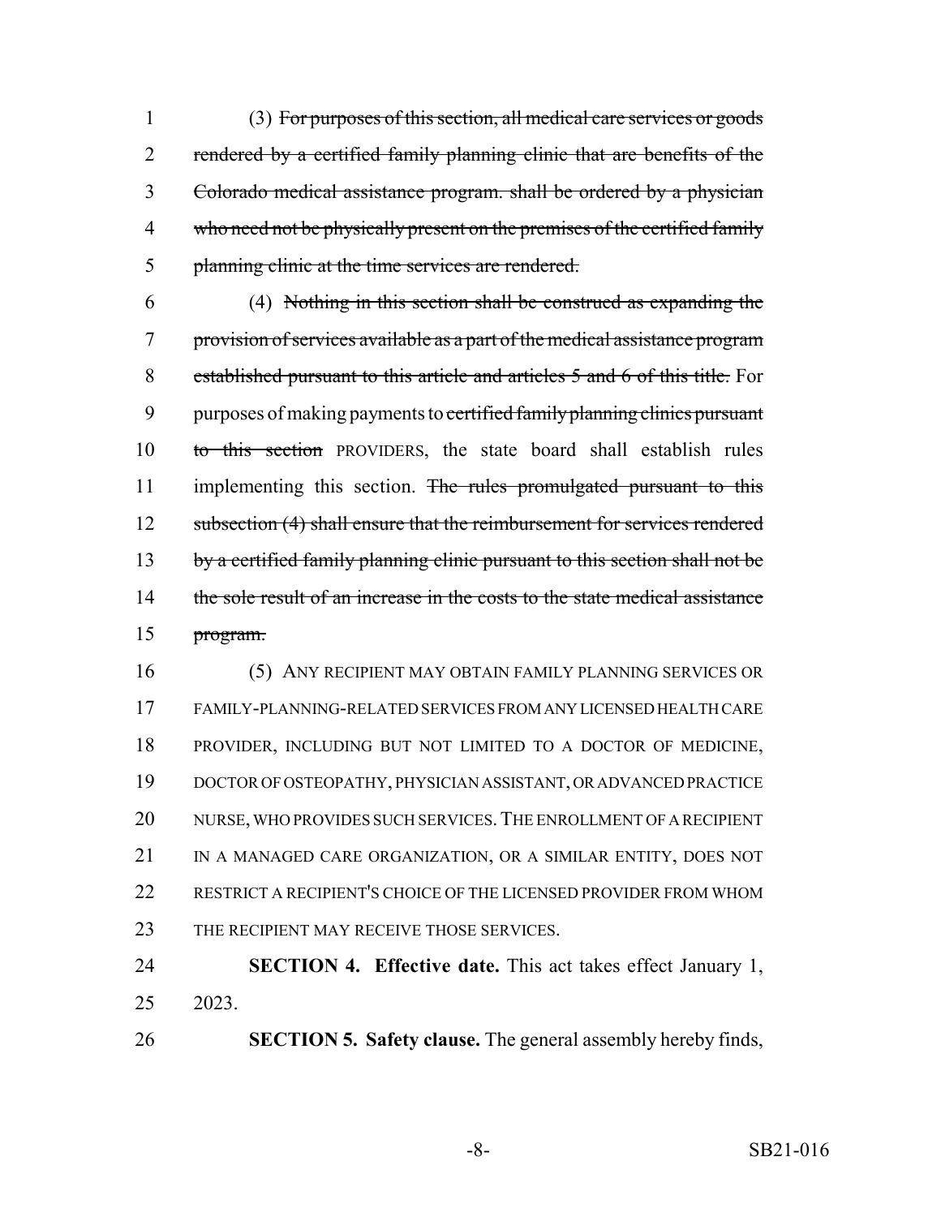(3) ~~For purposes of this section, all medical care services or goods rendered by a certified family planning clinic that are benefits of the Colorado medical assistance program. shall be ordered by a physician who need not be physically present on the premises of the certified family planning clinic at the time services are rendered.~~

(4) ~~Nothing in this section shall be construed as expanding the provision of services available as a part of the medical assistance program established pursuant to this article and articles 5 and 6 of this title.~~ For purposes of making payments to ~~certified family planning clinics pursuant to this section~~ PROVIDERS, the state board shall establish rules implementing this section. ~~The rules promulgated pursuant to this subsection (4) shall ensure that the reimbursement for services rendered by a certified family planning clinic pursuant to this section shall not be the sole result of an increase in the costs to the state medical assistance program.~~

(5) ANY RECIPIENT MAY OBTAIN FAMILY PLANNING SERVICES OR FAMILY-PLANNING-RELATED SERVICES FROM ANY LICENSED HEALTH CARE PROVIDER, INCLUDING BUT NOT LIMITED TO A DOCTOR OF MEDICINE, DOCTOR OF OSTEOPATHY, PHYSICIAN ASSISTANT, OR ADVANCED PRACTICE NURSE, WHO PROVIDES SUCH SERVICES. THE ENROLLMENT OF A RECIPIENT IN A MANAGED CARE ORGANIZATION, OR A SIMILAR ENTITY, DOES NOT RESTRICT A RECIPIENT'S CHOICE OF THE LICENSED PROVIDER FROM WHOM THE RECIPIENT MAY RECEIVE THOSE SERVICES.

**SECTION 4. Effective date.** This act takes effect January 1, 2023.

**SECTION 5. Safety clause.** The general assembly hereby finds,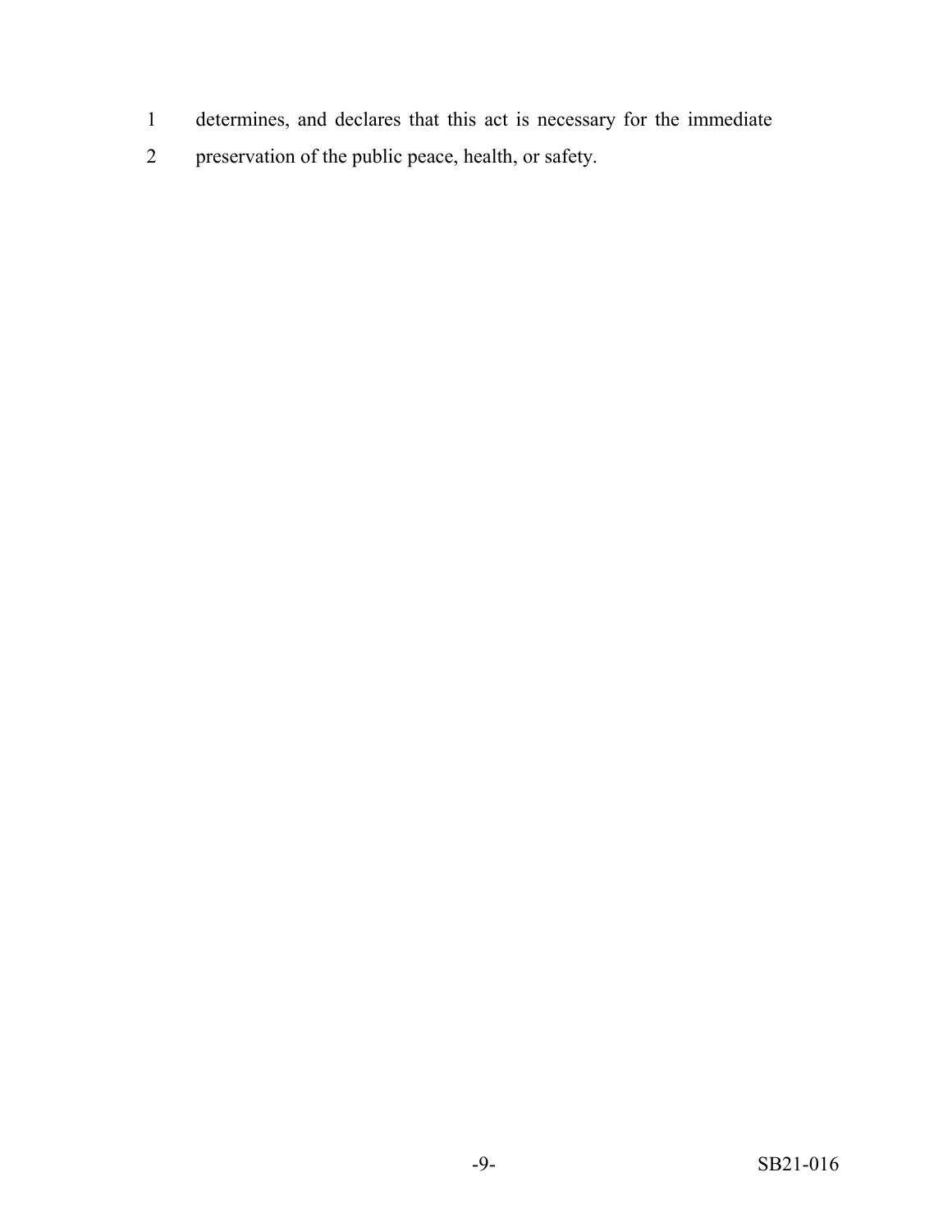determines, and declares that this act is necessary for the immediate preservation of the public peace, health, or safety.